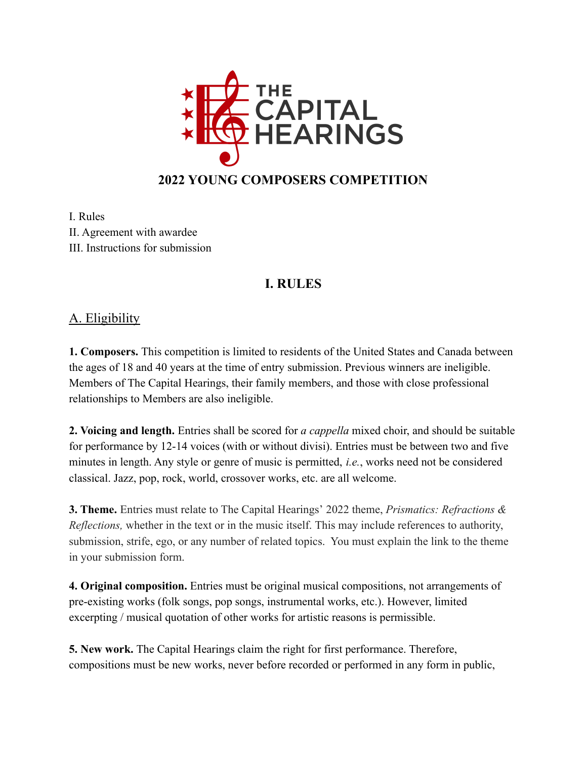# THE CAPITAL HEARINGS

## 2022 YOUNG COMPOSERS COMPETITION

I. Rules
II. Agreement with awardee
III. Instructions for submission

## I. RULES

### A. Eligibility

**1. Composers.** This competition is limited to residents of the United States and Canada between the ages of 18 and 40 years at the time of entry submission. Previous winners are ineligible. Members of The Capital Hearings, their family members, and those with close professional relationships to Members are also ineligible.

**2. Voicing and length.** Entries shall be scored for *a cappella* mixed choir, and should be suitable for performance by 12-14 voices (with or without divisi). Entries must be between two and five minutes in length. Any style or genre of music is permitted, *i.e.*, works need not be considered classical. Jazz, pop, rock, world, crossover works, etc. are all welcome.

**3. Theme.** Entries must relate to The Capital Hearings' 2022 theme, *Prismatics: Refractions & Reflections,* whether in the text or in the music itself. This may include references to authority, submission, strife, ego, or any number of related topics. You must explain the link to the theme in your submission form.

**4. Original composition.** Entries must be original musical compositions, not arrangements of pre-existing works (folk songs, pop songs, instrumental works, etc.). However, limited excerpting / musical quotation of other works for artistic reasons is permissible.

**5. New work.** The Capital Hearings claim the right for first performance. Therefore, compositions must be new works, never before recorded or performed in any form in public,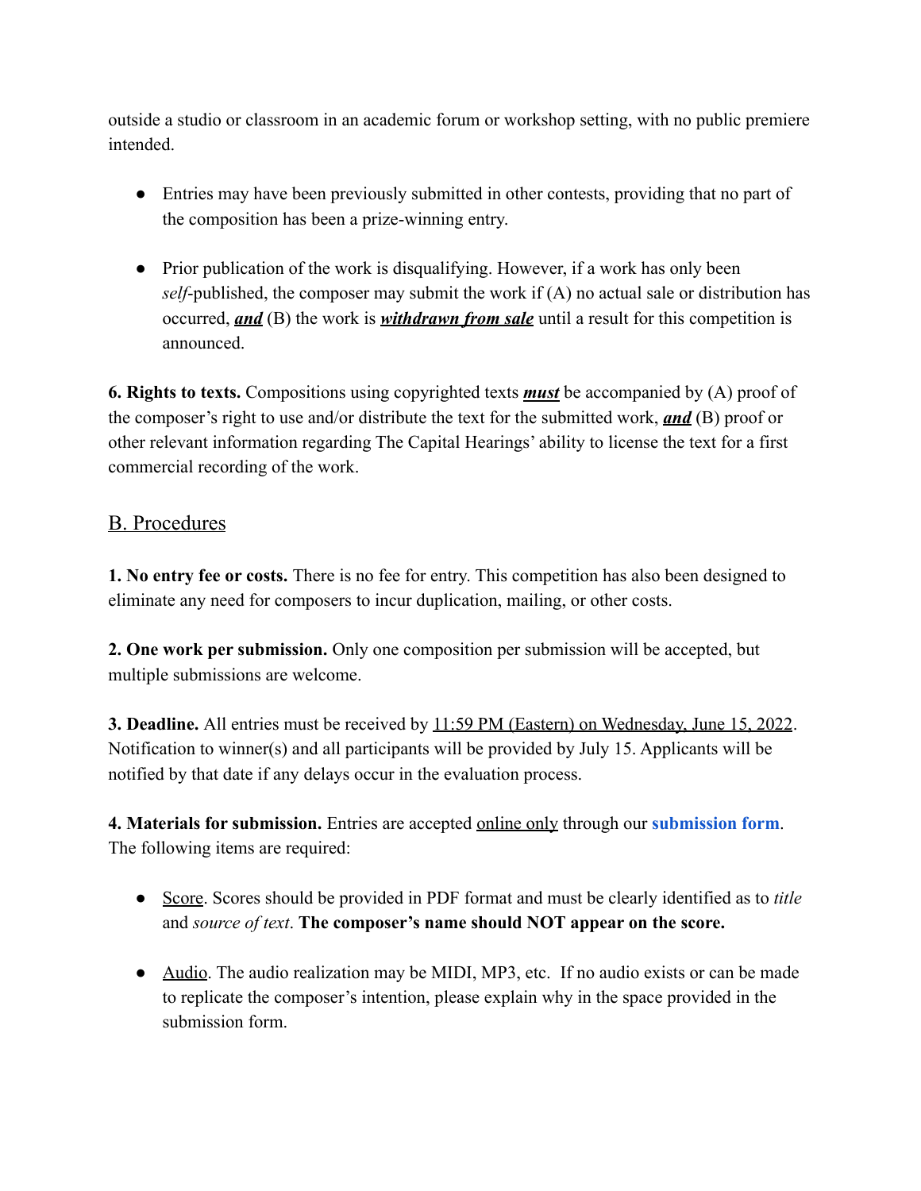outside a studio or classroom in an academic forum or workshop setting, with no public premiere intended.

- Entries may have been previously submitted in other contests, providing that no part of the composition has been a prize-winning entry.
- Prior publication of the work is disqualifying. However, if a work has only been *self*-published, the composer may submit the work if (A) no actual sale or distribution has occurred, ***and*** (B) the work is ***withdrawn from sale*** until a result for this competition is announced.

**6. Rights to texts.** Compositions using copyrighted texts ***must*** be accompanied by (A) proof of the composer's right to use and/or distribute the text for the submitted work, ***and*** (B) proof or other relevant information regarding The Capital Hearings' ability to license the text for a first commercial recording of the work.

## B. Procedures

**1. No entry fee or costs.** There is no fee for entry. This competition has also been designed to eliminate any need for composers to incur duplication, mailing, or other costs.

**2. One work per submission.** Only one composition per submission will be accepted, but multiple submissions are welcome.

**3. Deadline.** All entries must be received by 11:59 PM (Eastern) on Wednesday, June 15, 2022. Notification to winner(s) and all participants will be provided by July 15. Applicants will be notified by that date if any delays occur in the evaluation process.

**4. Materials for submission.** Entries are accepted online only through our **submission form**. The following items are required:

- Score. Scores should be provided in PDF format and must be clearly identified as to *title* and *source of text*. **The composer's name should NOT appear on the score.**
- Audio. The audio realization may be MIDI, MP3, etc. If no audio exists or can be made to replicate the composer's intention, please explain why in the space provided in the submission form.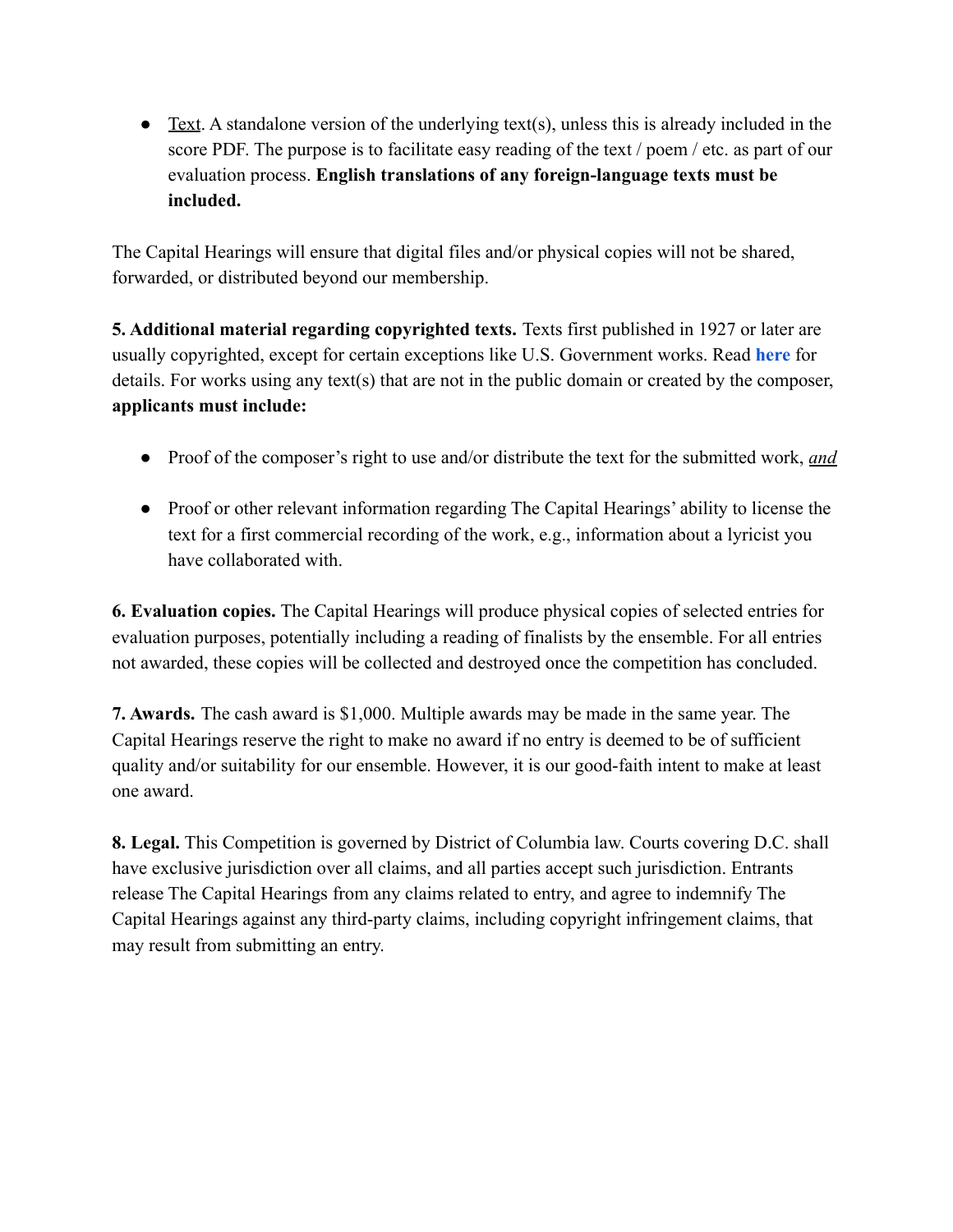- Text. A standalone version of the underlying text(s), unless this is already included in the score PDF. The purpose is to facilitate easy reading of the text / poem / etc. as part of our evaluation process. **English translations of any foreign-language texts must be included.**

The Capital Hearings will ensure that digital files and/or physical copies will not be shared, forwarded, or distributed beyond our membership.

**5. Additional material regarding copyrighted texts.** Texts first published in 1927 or later are usually copyrighted, except for certain exceptions like U.S. Government works. Read **here** for details. For works using any text(s) that are not in the public domain or created by the composer, **applicants must include:**

- Proof of the composer's right to use and/or distribute the text for the submitted work, ***and***

- Proof or other relevant information regarding The Capital Hearings' ability to license the text for a first commercial recording of the work, e.g., information about a lyricist you have collaborated with.

**6. Evaluation copies.** The Capital Hearings will produce physical copies of selected entries for evaluation purposes, potentially including a reading of finalists by the ensemble. For all entries not awarded, these copies will be collected and destroyed once the competition has concluded.

**7. Awards.** The cash award is $1,000. Multiple awards may be made in the same year. The Capital Hearings reserve the right to make no award if no entry is deemed to be of sufficient quality and/or suitability for our ensemble. However, it is our good-faith intent to make at least one award.

**8. Legal.** This Competition is governed by District of Columbia law. Courts covering D.C. shall have exclusive jurisdiction over all claims, and all parties accept such jurisdiction. Entrants release The Capital Hearings from any claims related to entry, and agree to indemnify The Capital Hearings against any third-party claims, including copyright infringement claims, that may result from submitting an entry.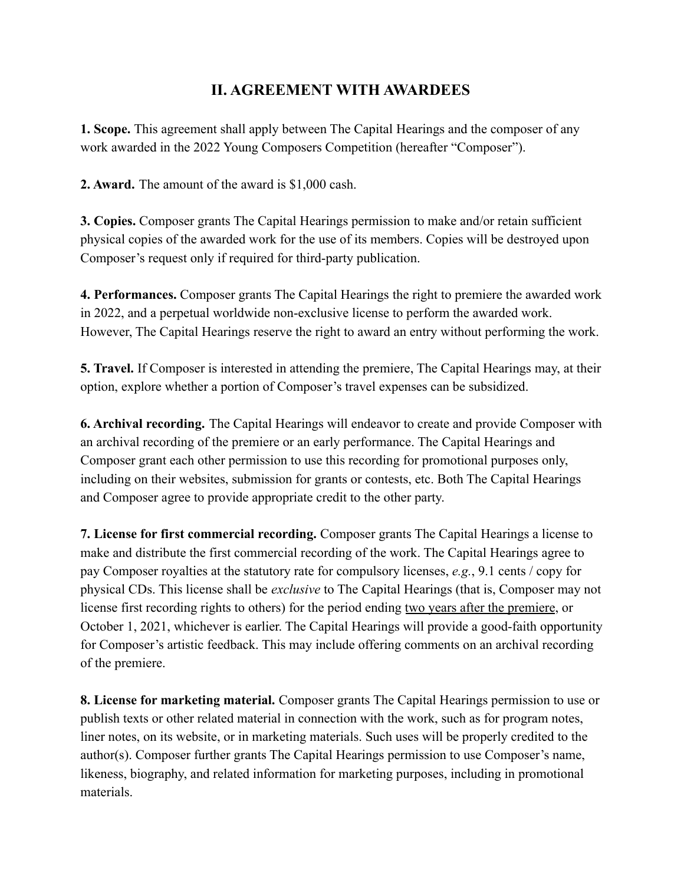## II. AGREEMENT WITH AWARDEES

**1. Scope.** This agreement shall apply between The Capital Hearings and the composer of any work awarded in the 2022 Young Composers Competition (hereafter "Composer").

**2. Award.** The amount of the award is $1,000 cash.

**3. Copies.** Composer grants The Capital Hearings permission to make and/or retain sufficient physical copies of the awarded work for the use of its members. Copies will be destroyed upon Composer's request only if required for third-party publication.

**4. Performances.** Composer grants The Capital Hearings the right to premiere the awarded work in 2022, and a perpetual worldwide non-exclusive license to perform the awarded work. However, The Capital Hearings reserve the right to award an entry without performing the work.

**5. Travel.** If Composer is interested in attending the premiere, The Capital Hearings may, at their option, explore whether a portion of Composer's travel expenses can be subsidized.

**6. Archival recording.** The Capital Hearings will endeavor to create and provide Composer with an archival recording of the premiere or an early performance. The Capital Hearings and Composer grant each other permission to use this recording for promotional purposes only, including on their websites, submission for grants or contests, etc. Both The Capital Hearings and Composer agree to provide appropriate credit to the other party.

**7. License for first commercial recording.** Composer grants The Capital Hearings a license to make and distribute the first commercial recording of the work. The Capital Hearings agree to pay Composer royalties at the statutory rate for compulsory licenses, *e.g.*, 9.1 cents / copy for physical CDs. This license shall be *exclusive* to The Capital Hearings (that is, Composer may not license first recording rights to others) for the period ending <u>two years after the premiere</u>, or October 1, 2021, whichever is earlier. The Capital Hearings will provide a good-faith opportunity for Composer's artistic feedback. This may include offering comments on an archival recording of the premiere.

**8. License for marketing material.** Composer grants The Capital Hearings permission to use or publish texts or other related material in connection with the work, such as for program notes, liner notes, on its website, or in marketing materials. Such uses will be properly credited to the author(s). Composer further grants The Capital Hearings permission to use Composer's name, likeness, biography, and related information for marketing purposes, including in promotional materials.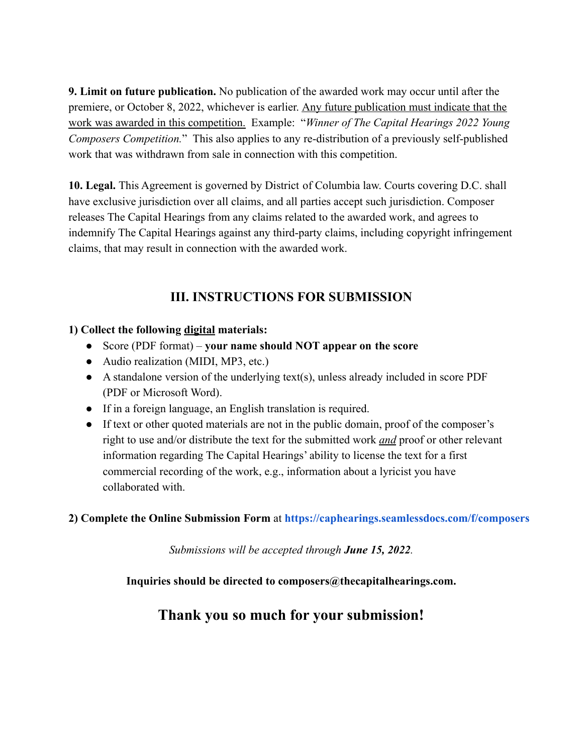**9. Limit on future publication.** No publication of the awarded work may occur until after the premiere, or October 8, 2022, whichever is earlier. <u>Any future publication must indicate that the work was awarded in this competition.</u> Example: "*Winner of The Capital Hearings 2022 Young Composers Competition.*" This also applies to any re-distribution of a previously self-published work that was withdrawn from sale in connection with this competition.

**10. Legal.** This Agreement is governed by District of Columbia law. Courts covering D.C. shall have exclusive jurisdiction over all claims, and all parties accept such jurisdiction. Composer releases The Capital Hearings from any claims related to the awarded work, and agrees to indemnify The Capital Hearings against any third-party claims, including copyright infringement claims, that may result in connection with the awarded work.

## III. INSTRUCTIONS FOR SUBMISSION

**1) Collect the following <u>digital</u> materials:**

- Score (PDF format) – **your name should NOT appear on the score**
- Audio realization (MIDI, MP3, etc.)
- A standalone version of the underlying text(s), unless already included in score PDF (PDF or Microsoft Word).
- If in a foreign language, an English translation is required.
- If text or other quoted materials are not in the public domain, proof of the composer's right to use and/or distribute the text for the submitted work ***<u>and</u>*** proof or other relevant information regarding The Capital Hearings' ability to license the text for a first commercial recording of the work, e.g., information about a lyricist you have collaborated with.

**2) Complete the Online Submission Form** at **https://caphearings.seamlessdocs.com/f/composers**

*Submissions will be accepted through **June 15, 2022**.*

**Inquiries should be directed to composers@thecapitalhearings.com.**

## Thank you so much for your submission!